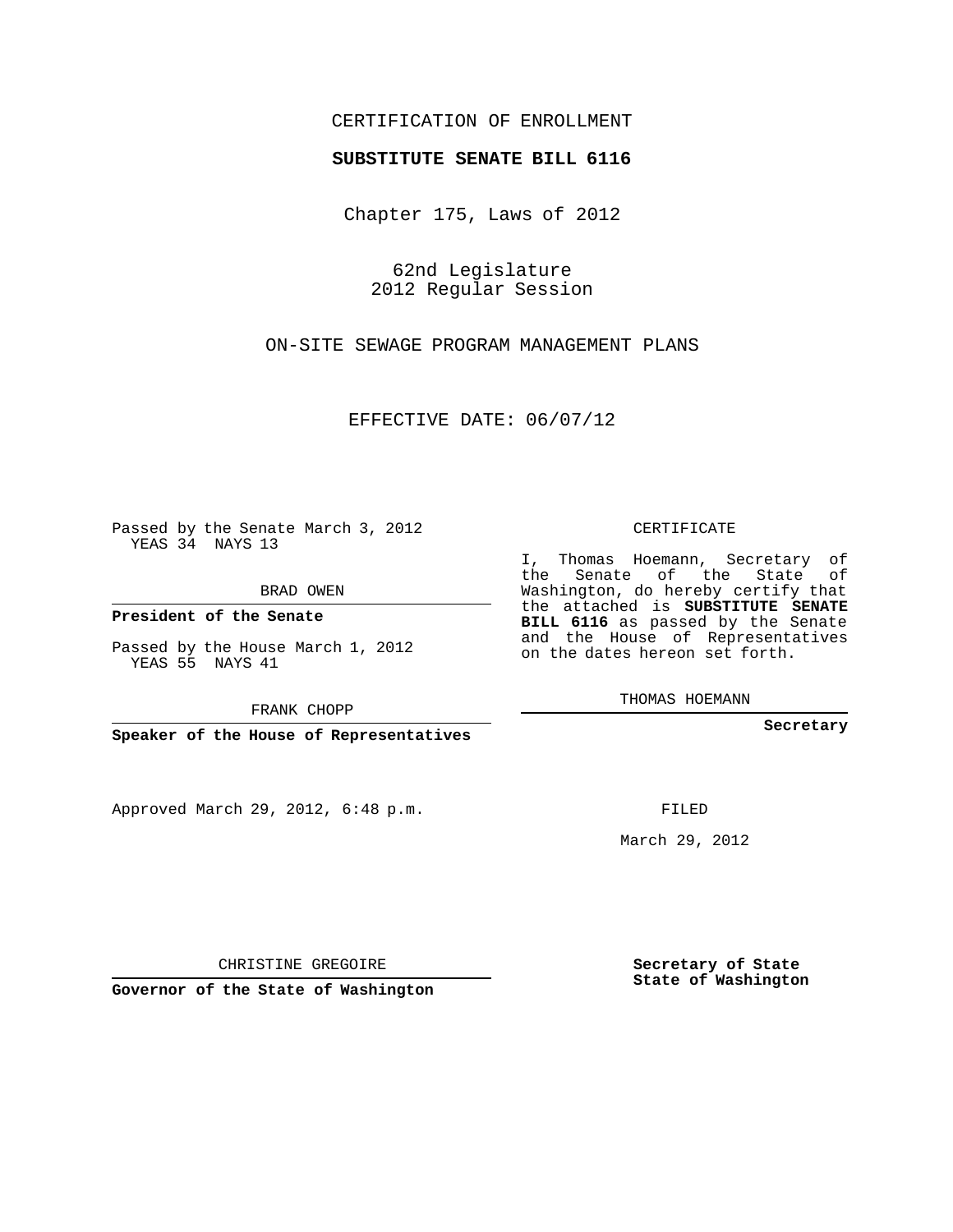CERTIFICATION OF ENROLLMENT

**SUBSTITUTE SENATE BILL 6116**

Chapter 175, Laws of 2012

62nd Legislature
2012 Regular Session

ON-SITE SEWAGE PROGRAM MANAGEMENT PLANS

EFFECTIVE DATE: 06/07/12

Passed by the Senate March 3, 2012
YEAS 34 NAYS 13

BRAD OWEN

**President of the Senate**

Passed by the House March 1, 2012
YEAS 55 NAYS 41

FRANK CHOPP

**Speaker of the House of Representatives**

CERTIFICATE

I, Thomas Hoemann, Secretary of the Senate of the State of Washington, do hereby certify that the attached is **SUBSTITUTE SENATE BILL 6116** as passed by the Senate and the House of Representatives on the dates hereon set forth.

THOMAS HOEMANN

**Secretary**

Approved March 29, 2012, 6:48 p.m.

FILED

March 29, 2012

CHRISTINE GREGOIRE

**Governor of the State of Washington**

**Secretary of State**
**State of Washington**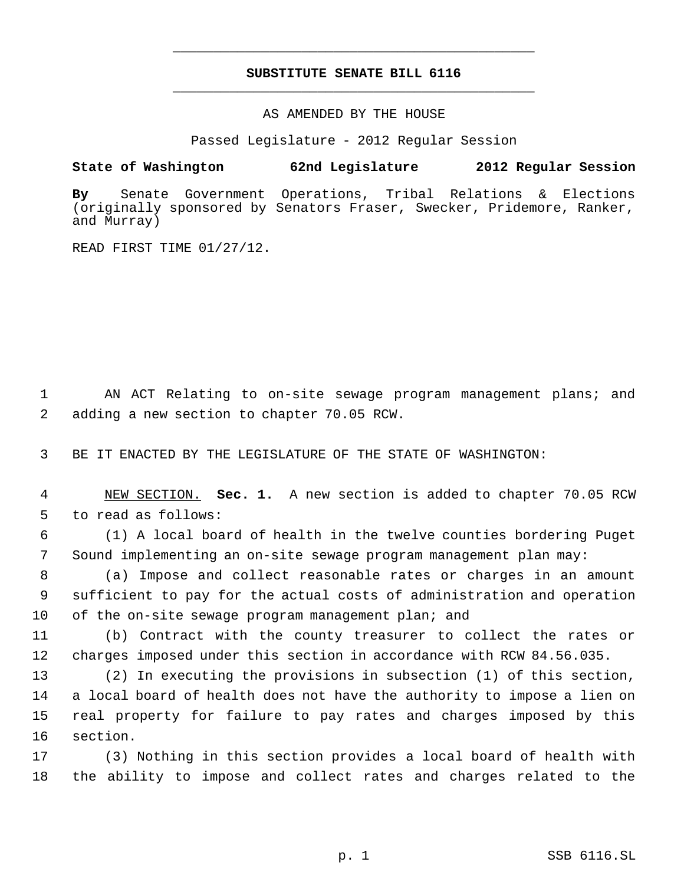# SUBSTITUTE SENATE BILL 6116

AS AMENDED BY THE HOUSE

Passed Legislature - 2012 Regular Session

**State of Washington 62nd Legislature 2012 Regular Session**

**By** Senate Government Operations, Tribal Relations & Elections (originally sponsored by Senators Fraser, Swecker, Pridemore, Ranker, and Murray)

READ FIRST TIME 01/27/12.

AN ACT Relating to on-site sewage program management plans; and adding a new section to chapter 70.05 RCW.

BE IT ENACTED BY THE LEGISLATURE OF THE STATE OF WASHINGTON:

NEW SECTION. **Sec. 1.** A new section is added to chapter 70.05 RCW to read as follows:

(1) A local board of health in the twelve counties bordering Puget Sound implementing an on-site sewage program management plan may:

(a) Impose and collect reasonable rates or charges in an amount sufficient to pay for the actual costs of administration and operation of the on-site sewage program management plan; and

(b) Contract with the county treasurer to collect the rates or charges imposed under this section in accordance with RCW 84.56.035.

(2) In executing the provisions in subsection (1) of this section, a local board of health does not have the authority to impose a lien on real property for failure to pay rates and charges imposed by this section.

(3) Nothing in this section provides a local board of health with the ability to impose and collect rates and charges related to the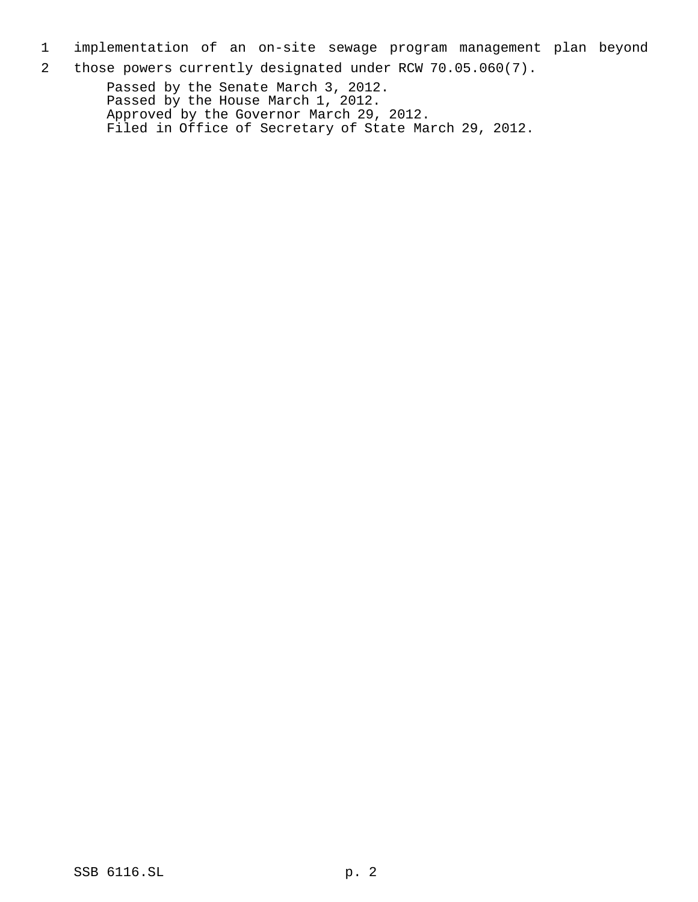implementation of an on-site sewage program management plan beyond those powers currently designated under RCW 70.05.060(7).

Passed by the Senate March 3, 2012.
Passed by the House March 1, 2012.
Approved by the Governor March 29, 2012.
Filed in Office of Secretary of State March 29, 2012.